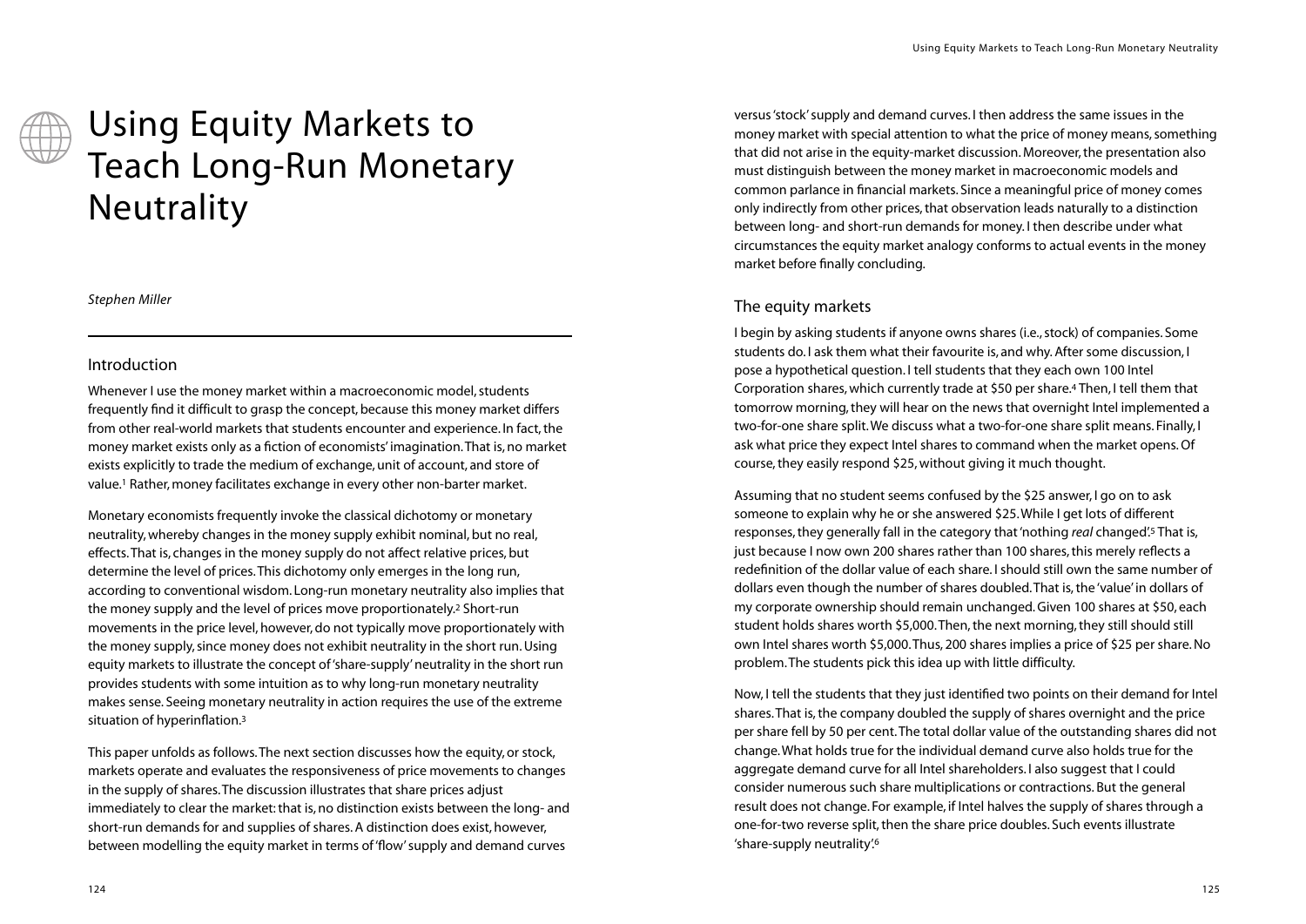# Using Equity Markets to Teach Long-Run Monetary Neutrality

*Stephen Miller*

## Introduction

Whenever I use the money market within a macroeconomic model, students frequently find it difficult to grasp the concept, because this money market differs from other real-world markets that students encounter and experience. In fact, the money market exists only as a fiction of economists' imagination. That is, no market exists explicitly to trade the medium of exchange, unit of account, and store of value.[1] Rather, money facilitates exchange in every other non-barter market.

Monetary economists frequently invoke the classical dichotomy or monetary neutrality, whereby changes in the money supply exhibit nominal, but no real, effects. That is, changes in the money supply do not affect relative prices, but determine the level of prices. This dichotomy only emerges in the long run, according to conventional wisdom. Long-run monetary neutrality also implies that the money supply and the level of prices move proportionately.[2] Short-run movements in the price level, however, do not typically move proportionately with the money supply, since money does not exhibit neutrality in the short run. Using equity markets to illustrate the concept of 'share-supply' neutrality in the short run provides students with some intuition as to why long-run monetary neutrality makes sense. Seeing monetary neutrality in action requires the use of the extreme situation of hyperinflation.[3]

This paper unfolds as follows. The next section discusses how the equity, or stock, markets operate and evaluates the responsiveness of price movements to changes in the supply of shares. The discussion illustrates that share prices adjust immediately to clear the market: that is, no distinction exists between the long- and short-run demands for and supplies of shares. A distinction does exist, however, between modelling the equity market in terms of 'flow' supply and demand curves versus 'stock' supply and demand curves. I then address the same issues in the money market with special attention to what the price of money means, something that did not arise in the equity-market discussion. Moreover, the presentation also must distinguish between the money market in macroeconomic models and common parlance in financial markets. Since a meaningful price of money comes only indirectly from other prices, that observation leads naturally to a distinction between long- and short-run demands for money. I then describe under what circumstances the equity market analogy conforms to actual events in the money market before finally concluding.

## The equity markets

I begin by asking students if anyone owns shares (i.e., stock) of companies. Some students do. I ask them what their favourite is, and why. After some discussion, I pose a hypothetical question. I tell students that they each own 100 Intel Corporation shares, which currently trade at $50 per share.[4] Then, I tell them that tomorrow morning, they will hear on the news that overnight Intel implemented a two-for-one share split. We discuss what a two-for-one share split means. Finally, I ask what price they expect Intel shares to command when the market opens. Of course, they easily respond $25, without giving it much thought.

Assuming that no student seems confused by the $25 answer, I go on to ask someone to explain why he or she answered $25. While I get lots of different responses, they generally fall in the category that 'nothing *real* changed'.[5] That is, just because I now own 200 shares rather than 100 shares, this merely reflects a redefinition of the dollar value of each share. I should still own the same number of dollars even though the number of shares doubled. That is, the 'value' in dollars of my corporate ownership should remain unchanged. Given 100 shares at $50, each student holds shares worth $5,000. Then, the next morning, they still should still own Intel shares worth $5,000. Thus, 200 shares implies a price of $25 per share. No problem. The students pick this idea up with little difficulty.

Now, I tell the students that they just identified two points on their demand for Intel shares. That is, the company doubled the supply of shares overnight and the price per share fell by 50 per cent. The total dollar value of the outstanding shares did not change. What holds true for the individual demand curve also holds true for the aggregate demand curve for all Intel shareholders. I also suggest that I could consider numerous such share multiplications or contractions. But the general result does not change. For example, if Intel halves the supply of shares through a one-for-two reverse split, then the share price doubles. Such events illustrate 'share-supply neutrality'.[6]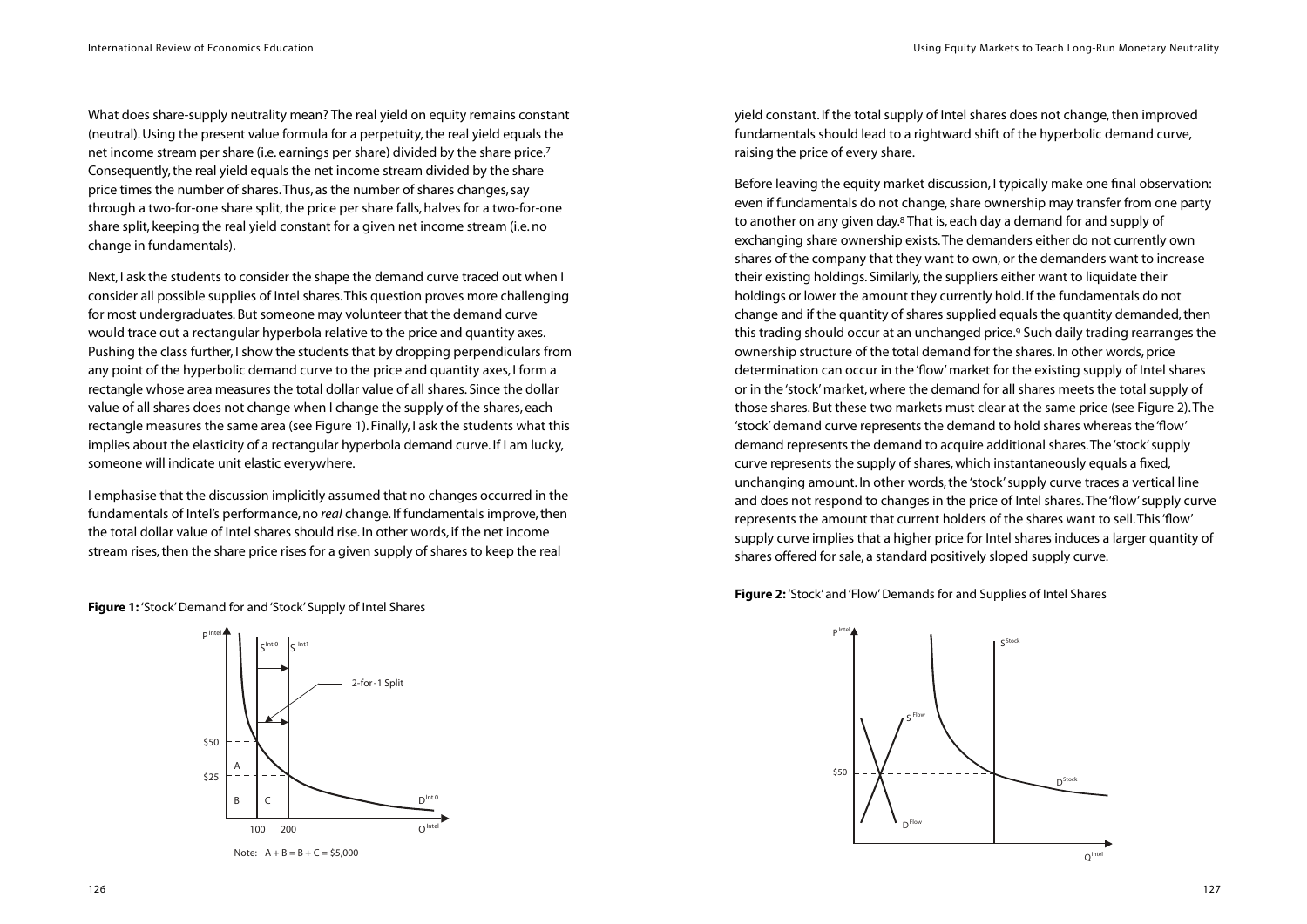What does share-supply neutrality mean? The real yield on equity remains constant (neutral). Using the present value formula for a perpetuity, the real yield equals the net income stream per share (i.e. earnings per share) divided by the share price.[7] Consequently, the real yield equals the net income stream divided by the share price times the number of shares. Thus, as the number of shares changes, say through a two-for-one share split, the price per share falls, halves for a two-for-one share split, keeping the real yield constant for a given net income stream (i.e. no change in fundamentals).

Next, I ask the students to consider the shape the demand curve traced out when I consider all possible supplies of Intel shares. This question proves more challenging for most undergraduates. But someone may volunteer that the demand curve would trace out a rectangular hyperbola relative to the price and quantity axes. Pushing the class further, I show the students that by dropping perpendiculars from any point of the hyperbolic demand curve to the price and quantity axes, I form a rectangle whose area measures the total dollar value of all shares. Since the dollar value of all shares does not change when I change the supply of the shares, each rectangle measures the same area (see Figure 1). Finally, I ask the students what this implies about the elasticity of a rectangular hyperbola demand curve. If I am lucky, someone will indicate unit elastic everywhere.

I emphasise that the discussion implicitly assumed that no changes occurred in the fundamentals of Intel's performance, no *real* change. If fundamentals improve, then the total dollar value of Intel shares should rise. In other words, if the net income stream rises, then the share price rises for a given supply of shares to keep the real yield constant. If the total supply of Intel shares does not change, then improved fundamentals should lead to a rightward shift of the hyperbolic demand curve, raising the price of every share.

**Figure 1:** 'Stock' Demand for and 'Stock' Supply of Intel Shares

$P^{Intel}$
$S^{Int\,0}$
$S^{Int1}$
2-for-1 Split
\$50
\$25
A
B
C
$D^{Int\,0}$
100
200
$Q^{Intel}$

Note: A + B = B + C = \$5,000

Before leaving the equity market discussion, I typically make one final observation: even if fundamentals do not change, share ownership may transfer from one party to another on any given day.[8] That is, each day a demand for and supply of exchanging share ownership exists. The demanders either do not currently own shares of the company that they want to own, or the demanders want to increase their existing holdings. Similarly, the suppliers either want to liquidate their holdings or lower the amount they currently hold. If the fundamentals do not change and if the quantity of shares supplied equals the quantity demanded, then this trading should occur at an unchanged price.[9] Such daily trading rearranges the ownership structure of the total demand for the shares. In other words, price determination can occur in the 'flow' market for the existing supply of Intel shares or in the 'stock' market, where the demand for all shares meets the total supply of those shares. But these two markets must clear at the same price (see Figure 2). The 'stock' demand curve represents the demand to hold shares whereas the 'flow' demand represents the demand to acquire additional shares. The 'stock' supply curve represents the supply of shares, which instantaneously equals a fixed, unchanging amount. In other words, the 'stock' supply curve traces a vertical line and does not respond to changes in the price of Intel shares. The 'flow' supply curve represents the amount that current holders of the shares want to sell. This 'flow' supply curve implies that a higher price for Intel shares induces a larger quantity of shares offered for sale, a standard positively sloped supply curve.

**Figure 2:** 'Stock' and 'Flow' Demands for and Supplies of Intel Shares

$P^{Intel}$
$S^{Stock}$
$S^{Flow}$
\$50
$D^{Stock}$
$D^{Flow}$
$Q^{Intel}$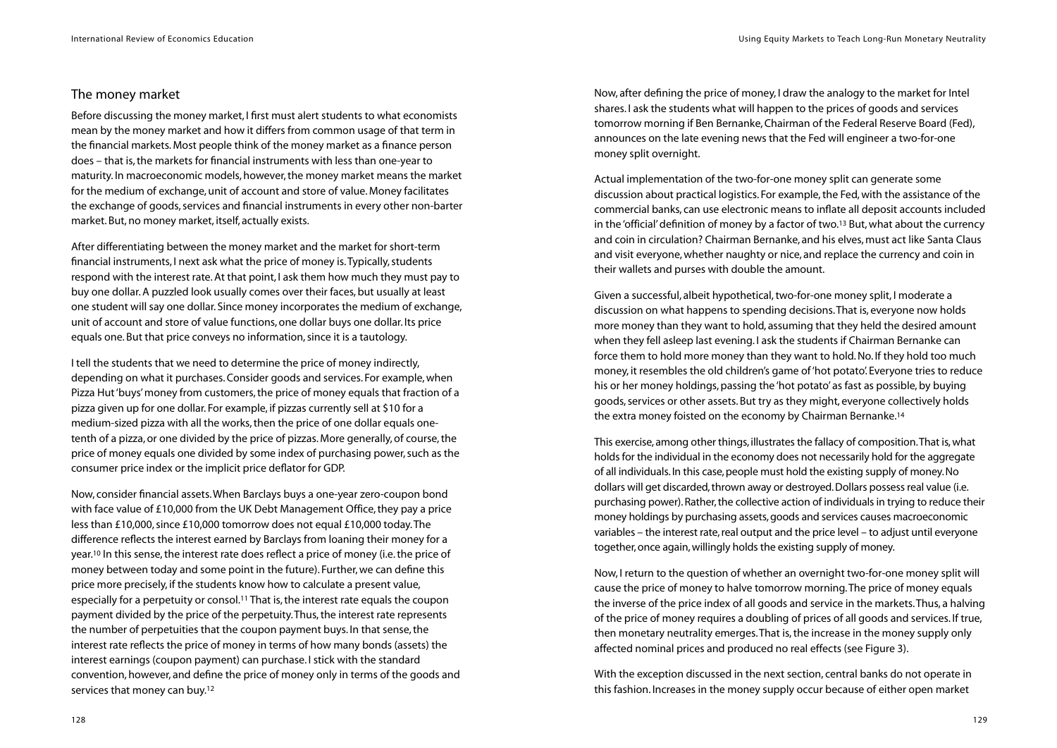## The money market

Before discussing the money market, I first must alert students to what economists mean by the money market and how it differs from common usage of that term in the financial markets. Most people think of the money market as a finance person does – that is, the markets for financial instruments with less than one-year to maturity. In macroeconomic models, however, the money market means the market for the medium of exchange, unit of account and store of value. Money facilitates the exchange of goods, services and financial instruments in every other non-barter market. But, no money market, itself, actually exists.

After differentiating between the money market and the market for short-term financial instruments, I next ask what the price of money is. Typically, students respond with the interest rate. At that point, I ask them how much they must pay to buy one dollar. A puzzled look usually comes over their faces, but usually at least one student will say one dollar. Since money incorporates the medium of exchange, unit of account and store of value functions, one dollar buys one dollar. Its price equals one. But that price conveys no information, since it is a tautology.

I tell the students that we need to determine the price of money indirectly, depending on what it purchases. Consider goods and services. For example, when Pizza Hut 'buys' money from customers, the price of money equals that fraction of a pizza given up for one dollar. For example, if pizzas currently sell at $10 for a medium-sized pizza with all the works, then the price of one dollar equals one-tenth of a pizza, or one divided by the price of pizzas. More generally, of course, the price of money equals one divided by some index of purchasing power, such as the consumer price index or the implicit price deflator for GDP.

Now, consider financial assets. When Barclays buys a one-year zero-coupon bond with face value of £10,000 from the UK Debt Management Office, they pay a price less than £10,000, since £10,000 tomorrow does not equal £10,000 today. The difference reflects the interest earned by Barclays from loaning their money for a year.[10] In this sense, the interest rate does reflect a price of money (i.e. the price of money between today and some point in the future). Further, we can define this price more precisely, if the students know how to calculate a present value, especially for a perpetuity or consol.[11] That is, the interest rate equals the coupon payment divided by the price of the perpetuity. Thus, the interest rate represents the number of perpetuities that the coupon payment buys. In that sense, the interest rate reflects the price of money in terms of how many bonds (assets) the interest earnings (coupon payment) can purchase. I stick with the standard convention, however, and define the price of money only in terms of the goods and services that money can buy.[12]

Now, after defining the price of money, I draw the analogy to the market for Intel shares. I ask the students what will happen to the prices of goods and services tomorrow morning if Ben Bernanke, Chairman of the Federal Reserve Board (Fed), announces on the late evening news that the Fed will engineer a two-for-one money split overnight.

Actual implementation of the two-for-one money split can generate some discussion about practical logistics. For example, the Fed, with the assistance of the commercial banks, can use electronic means to inflate all deposit accounts included in the 'official' definition of money by a factor of two.[13] But, what about the currency and coin in circulation? Chairman Bernanke, and his elves, must act like Santa Claus and visit everyone, whether naughty or nice, and replace the currency and coin in their wallets and purses with double the amount.

Given a successful, albeit hypothetical, two-for-one money split, I moderate a discussion on what happens to spending decisions. That is, everyone now holds more money than they want to hold, assuming that they held the desired amount when they fell asleep last evening. I ask the students if Chairman Bernanke can force them to hold more money than they want to hold. No. If they hold too much money, it resembles the old children's game of 'hot potato'. Everyone tries to reduce his or her money holdings, passing the 'hot potato' as fast as possible, by buying goods, services or other assets. But try as they might, everyone collectively holds the extra money foisted on the economy by Chairman Bernanke.[14]

This exercise, among other things, illustrates the fallacy of composition. That is, what holds for the individual in the economy does not necessarily hold for the aggregate of all individuals. In this case, people must hold the existing supply of money. No dollars will get discarded, thrown away or destroyed. Dollars possess real value (i.e. purchasing power). Rather, the collective action of individuals in trying to reduce their money holdings by purchasing assets, goods and services causes macroeconomic variables – the interest rate, real output and the price level – to adjust until everyone together, once again, willingly holds the existing supply of money.

Now, I return to the question of whether an overnight two-for-one money split will cause the price of money to halve tomorrow morning. The price of money equals the inverse of the price index of all goods and service in the markets. Thus, a halving of the price of money requires a doubling of prices of all goods and services. If true, then monetary neutrality emerges. That is, the increase in the money supply only affected nominal prices and produced no real effects (see Figure 3).

With the exception discussed in the next section, central banks do not operate in this fashion. Increases in the money supply occur because of either open market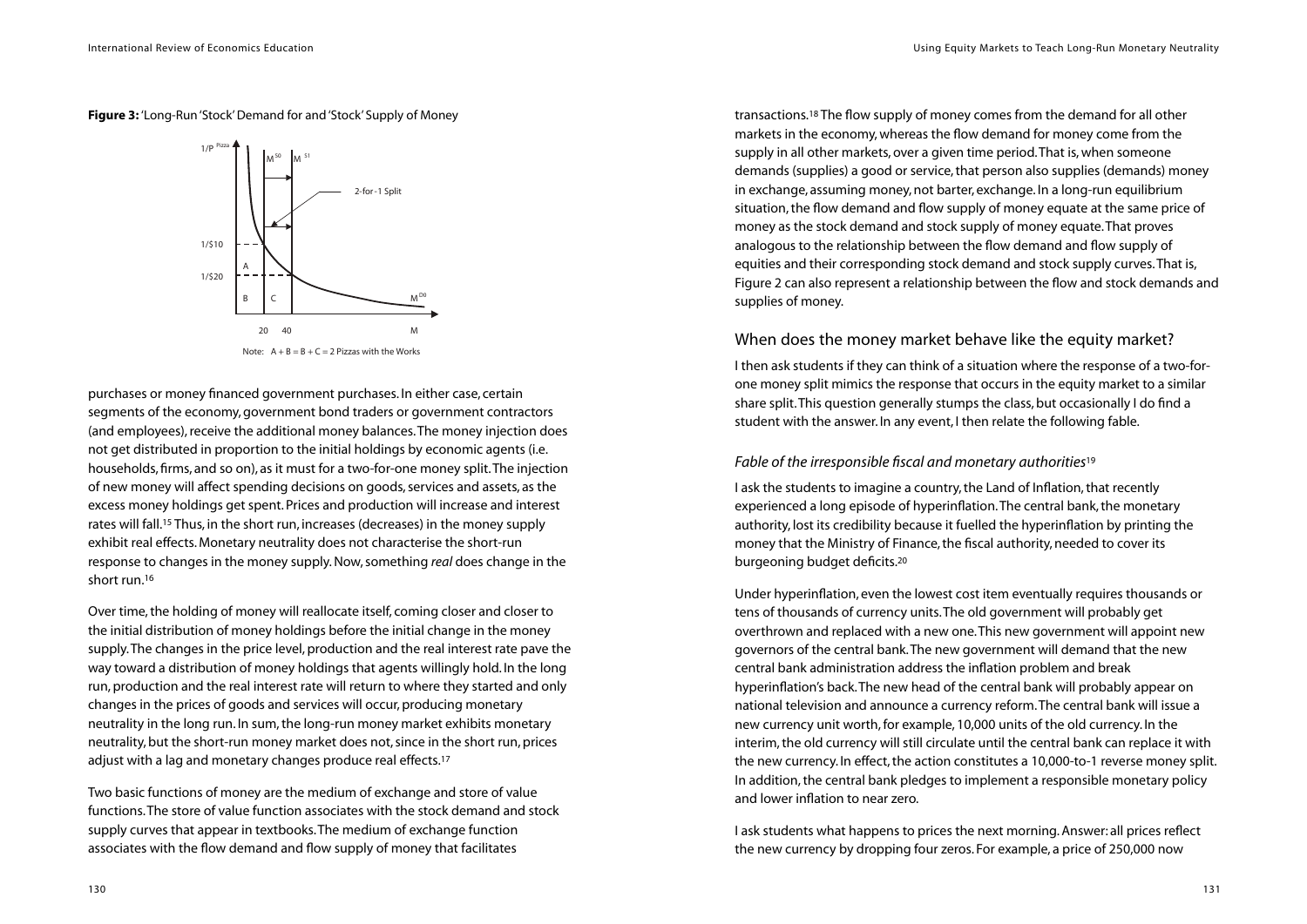**Figure 3:** 'Long-Run 'Stock' Demand for and 'Stock' Supply of Money

1/P Pizza

$M^{S0}$ $M^{S1}$

2-for-1 Split

1/$10

1/$20

A

B C

$M^{D0}$

20 40 M

Note: A + B = B + C = 2 Pizzas with the Works

purchases or money financed government purchases. In either case, certain segments of the economy, government bond traders or government contractors (and employees), receive the additional money balances. The money injection does not get distributed in proportion to the initial holdings by economic agents (i.e. households, firms, and so on), as it must for a two-for-one money split. The injection of new money will affect spending decisions on goods, services and assets, as the excess money holdings get spent. Prices and production will increase and interest rates will fall.[15] Thus, in the short run, increases (decreases) in the money supply exhibit real effects. Monetary neutrality does not characterise the short-run response to changes in the money supply. Now, something *real* does change in the short run.[16]

Over time, the holding of money will reallocate itself, coming closer and closer to the initial distribution of money holdings before the initial change in the money supply. The changes in the price level, production and the real interest rate pave the way toward a distribution of money holdings that agents willingly hold. In the long run, production and the real interest rate will return to where they started and only changes in the prices of goods and services will occur, producing monetary neutrality in the long run. In sum, the long-run money market exhibits monetary neutrality, but the short-run money market does not, since in the short run, prices adjust with a lag and monetary changes produce real effects.[17]

Two basic functions of money are the medium of exchange and store of value functions. The store of value function associates with the stock demand and stock supply curves that appear in textbooks. The medium of exchange function associates with the flow demand and flow supply of money that facilitates transactions.[18] The flow supply of money comes from the demand for all other markets in the economy, whereas the flow demand for money come from the supply in all other markets, over a given time period. That is, when someone demands (supplies) a good or service, that person also supplies (demands) money in exchange, assuming money, not barter, exchange. In a long-run equilibrium situation, the flow demand and flow supply of money equate at the same price of money as the stock demand and stock supply of money equate. That proves analogous to the relationship between the flow demand and flow supply of equities and their corresponding stock demand and stock supply curves. That is, Figure 2 can also represent a relationship between the flow and stock demands and supplies of money.

## When does the money market behave like the equity market?

I then ask students if they can think of a situation where the response of a two-for-one money split mimics the response that occurs in the equity market to a similar share split. This question generally stumps the class, but occasionally I do find a student with the answer. In any event, I then relate the following fable.

### *Fable of the irresponsible fiscal and monetary authorities*[19]

I ask the students to imagine a country, the Land of Inflation, that recently experienced a long episode of hyperinflation. The central bank, the monetary authority, lost its credibility because it fuelled the hyperinflation by printing the money that the Ministry of Finance, the fiscal authority, needed to cover its burgeoning budget deficits.[20]

Under hyperinflation, even the lowest cost item eventually requires thousands or tens of thousands of currency units. The old government will probably get overthrown and replaced with a new one. This new government will appoint new governors of the central bank. The new government will demand that the new central bank administration address the inflation problem and break hyperinflation's back. The new head of the central bank will probably appear on national television and announce a currency reform. The central bank will issue a new currency unit worth, for example, 10,000 units of the old currency. In the interim, the old currency will still circulate until the central bank can replace it with the new currency. In effect, the action constitutes a 10,000-to-1 reverse money split. In addition, the central bank pledges to implement a responsible monetary policy and lower inflation to near zero.

I ask students what happens to prices the next morning. Answer: all prices reflect the new currency by dropping four zeros. For example, a price of 250,000 now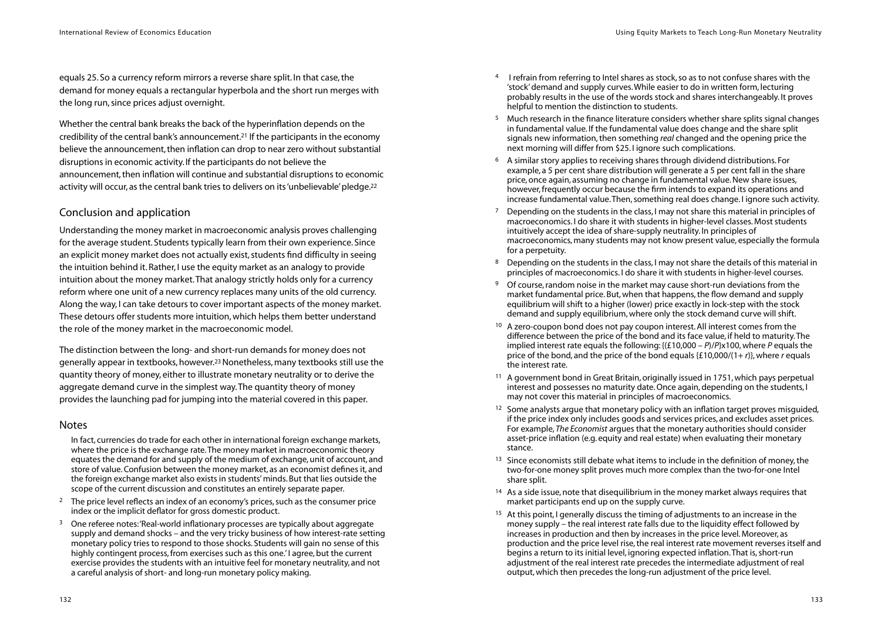equals 25. So a currency reform mirrors a reverse share split. In that case, the demand for money equals a rectangular hyperbola and the short run merges with the long run, since prices adjust overnight.

Whether the central bank breaks the back of the hyperinflation depends on the credibility of the central bank's announcement.[21] If the participants in the economy believe the announcement, then inflation can drop to near zero without substantial disruptions in economic activity. If the participants do not believe the announcement, then inflation will continue and substantial disruptions to economic activity will occur, as the central bank tries to delivers on its 'unbelievable' pledge.[22]

## Conclusion and application

Understanding the money market in macroeconomic analysis proves challenging for the average student. Students typically learn from their own experience. Since an explicit money market does not actually exist, students find difficulty in seeing the intuition behind it. Rather, I use the equity market as an analogy to provide intuition about the money market. That analogy strictly holds only for a currency reform where one unit of a new currency replaces many units of the old currency. Along the way, I can take detours to cover important aspects of the money market. These detours offer students more intuition, which helps them better understand the role of the money market in the macroeconomic model.

The distinction between the long- and short-run demands for money does not generally appear in textbooks, however.[23] Nonetheless, many textbooks still use the quantity theory of money, either to illustrate monetary neutrality or to derive the aggregate demand curve in the simplest way. The quantity theory of money provides the launching pad for jumping into the material covered in this paper.

## Notes

1. In fact, currencies do trade for each other in international foreign exchange markets, where the price is the exchange rate. The money market in macroeconomic theory equates the demand for and supply of the medium of exchange, unit of account, and store of value. Confusion between the money market, as an economist defines it, and the foreign exchange market also exists in students' minds. But that lies outside the scope of the current discussion and constitutes an entirely separate paper.
2. The price level reflects an index of an economy's prices, such as the consumer price index or the implicit deflator for gross domestic product.
3. One referee notes: 'Real-world inflationary processes are typically about aggregate supply and demand shocks – and the very tricky business of how interest-rate setting monetary policy tries to respond to those shocks. Students will gain no sense of this highly contingent process, from exercises such as this one.' I agree, but the current exercise provides the students with an intuitive feel for monetary neutrality, and not a careful analysis of short- and long-run monetary policy making.
4. I refrain from referring to Intel shares as stock, so as to not confuse shares with the 'stock' demand and supply curves. While easier to do in written form, lecturing probably results in the use of the words stock and shares interchangeably. It proves helpful to mention the distinction to students.
5. Much research in the finance literature considers whether share splits signal changes in fundamental value. If the fundamental value does change and the share split signals new information, then something *real* changed and the opening price the next morning will differ from \$25. I ignore such complications.
6. A similar story applies to receiving shares through dividend distributions. For example, a 5 per cent share distribution will generate a 5 per cent fall in the share price, once again, assuming no change in fundamental value. New share issues, however, frequently occur because the firm intends to expand its operations and increase fundamental value. Then, something real does change. I ignore such activity.
7. Depending on the students in the class, I may not share this material in principles of macroeconomics. I do share it with students in higher-level classes. Most students intuitively accept the idea of share-supply neutrality. In principles of macroeconomics, many students may not know present value, especially the formula for a perpetuity.
8. Depending on the students in the class, I may not share the details of this material in principles of macroeconomics. I do share it with students in higher-level courses.
9. Of course, random noise in the market may cause short-run deviations from the market fundamental price. But, when that happens, the flow demand and supply equilibrium will shift to a higher (lower) price exactly in lock-step with the stock demand and supply equilibrium, where only the stock demand curve will shift.
10. A zero-coupon bond does not pay coupon interest. All interest comes from the difference between the price of the bond and its face value, if held to maturity. The implied interest rate equals the following: $\{(£10{,}000 - P)/P\}\times 100$, where $P$ equals the price of the bond, and the price of the bond equals $\{£10{,}000/(1+r)\}$, where $r$ equals the interest rate.
11. A government bond in Great Britain, originally issued in 1751, which pays perpetual interest and possesses no maturity date. Once again, depending on the students, I may not cover this material in principles of macroeconomics.
12. Some analysts argue that monetary policy with an inflation target proves misguided, if the price index only includes goods and services prices, and excludes asset prices. For example, *The Economist* argues that the monetary authorities should consider asset-price inflation (e.g. equity and real estate) when evaluating their monetary stance.
13. Since economists still debate what items to include in the definition of money, the two-for-one money split proves much more complex than the two-for-one Intel share split.
14. As a side issue, note that disequilibrium in the money market always requires that market participants end up on the supply curve.
15. At this point, I generally discuss the timing of adjustments to an increase in the money supply – the real interest rate falls due to the liquidity effect followed by increases in production and then by increases in the price level. Moreover, as production and the price level rise, the real interest rate movement reverses itself and begins a return to its initial level, ignoring expected inflation. That is, short-run adjustment of the real interest rate precedes the intermediate adjustment of real output, which then precedes the long-run adjustment of the price level.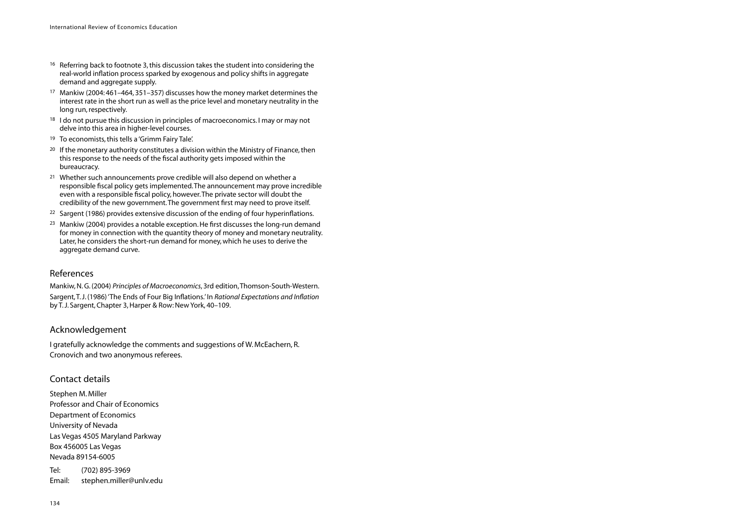[16] Referring back to footnote 3, this discussion takes the student into considering the real-world inflation process sparked by exogenous and policy shifts in aggregate demand and aggregate supply.

[17] Mankiw (2004: 461–464, 351–357) discusses how the money market determines the interest rate in the short run as well as the price level and monetary neutrality in the long run, respectively.

[18] I do not pursue this discussion in principles of macroeconomics. I may or may not delve into this area in higher-level courses.

[19] To economists, this tells a 'Grimm Fairy Tale'.

[20] If the monetary authority constitutes a division within the Ministry of Finance, then this response to the needs of the fiscal authority gets imposed within the bureaucracy.

[21] Whether such announcements prove credible will also depend on whether a responsible fiscal policy gets implemented. The announcement may prove incredible even with a responsible fiscal policy, however. The private sector will doubt the credibility of the new government. The government first may need to prove itself.

[22] Sargent (1986) provides extensive discussion of the ending of four hyperinflations.

[23] Mankiw (2004) provides a notable exception. He first discusses the long-run demand for money in connection with the quantity theory of money and monetary neutrality. Later, he considers the short-run demand for money, which he uses to derive the aggregate demand curve.

## References

Mankiw, N. G. (2004) *Principles of Macroeconomics*, 3rd edition, Thomson-South-Western.

Sargent, T. J. (1986) 'The Ends of Four Big Inflations.' In *Rational Expectations and Inflation* by T. J. Sargent, Chapter 3, Harper & Row: New York, 40–109.

## Acknowledgement

I gratefully acknowledge the comments and suggestions of W. McEachern, R. Cronovich and two anonymous referees.

## Contact details

Stephen M. Miller
Professor and Chair of Economics
Department of Economics
University of Nevada
Las Vegas 4505 Maryland Parkway
Box 456005 Las Vegas
Nevada 89154-6005

Tel: (702) 895-3969
Email: stephen.miller@unlv.edu